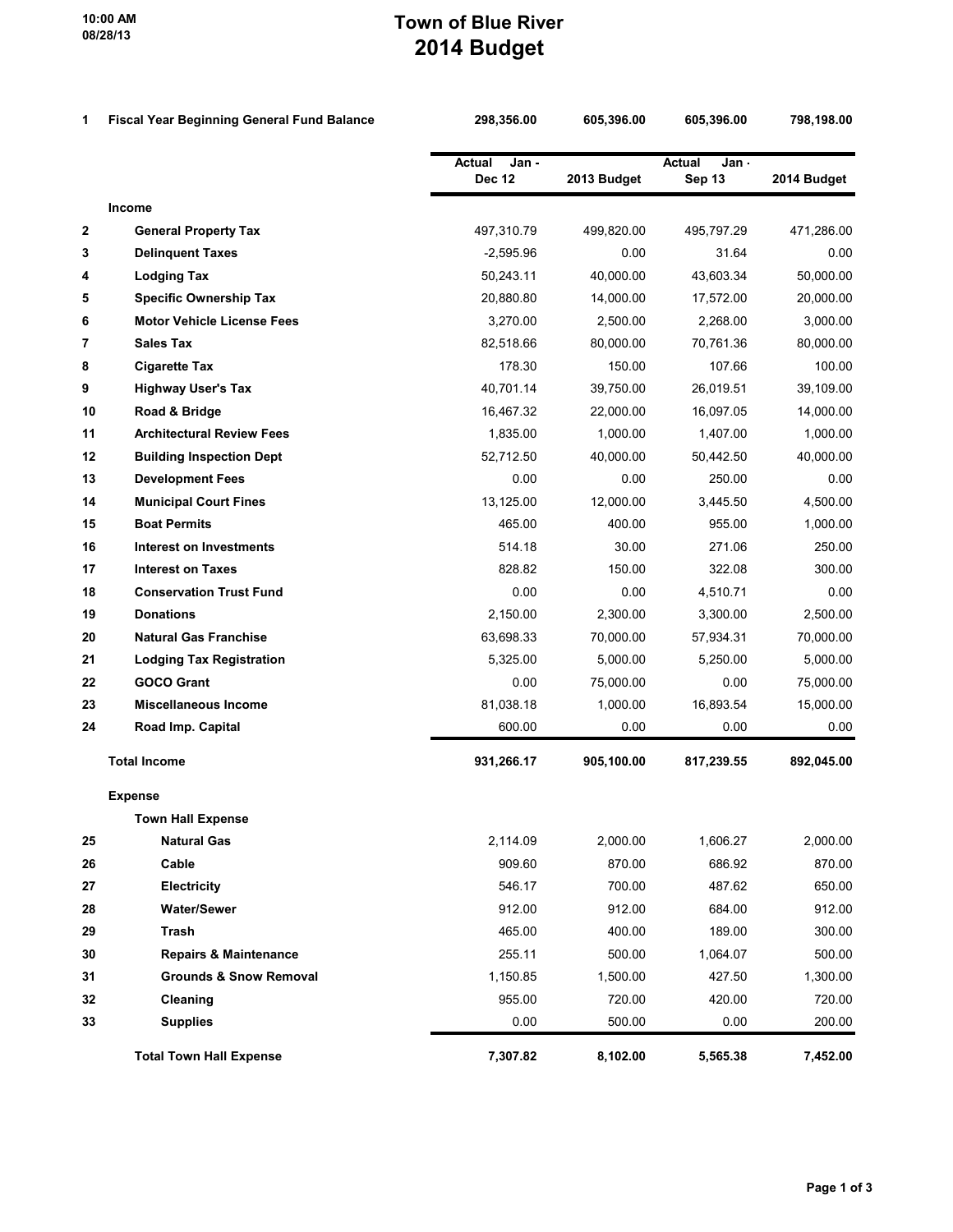10:00 AM
08/28/13

# Town of Blue River
# 2014 Budget

| # | | Actual Jan - Dec 12 | 2013 Budget | Actual Jan - Sep 13 | 2014 Budget |
|---|---|---|---|---|---|
| 1 | **Fiscal Year Beginning General Fund Balance** | **298,356.00** | **605,396.00** | **605,396.00** | **798,198.00** |
| | **Income** | | | | |
| 2 | **General Property Tax** | 497,310.79 | 499,820.00 | 495,797.29 | 471,286.00 |
| 3 | **Delinquent Taxes** | -2,595.96 | 0.00 | 31.64 | 0.00 |
| 4 | **Lodging Tax** | 50,243.11 | 40,000.00 | 43,603.34 | 50,000.00 |
| 5 | **Specific Ownership Tax** | 20,880.80 | 14,000.00 | 17,572.00 | 20,000.00 |
| 6 | **Motor Vehicle License Fees** | 3,270.00 | 2,500.00 | 2,268.00 | 3,000.00 |
| 7 | **Sales Tax** | 82,518.66 | 80,000.00 | 70,761.36 | 80,000.00 |
| 8 | **Cigarette Tax** | 178.30 | 150.00 | 107.66 | 100.00 |
| 9 | **Highway User's Tax** | 40,701.14 | 39,750.00 | 26,019.51 | 39,109.00 |
| 10 | **Road & Bridge** | 16,467.32 | 22,000.00 | 16,097.05 | 14,000.00 |
| 11 | **Architectural Review Fees** | 1,835.00 | 1,000.00 | 1,407.00 | 1,000.00 |
| 12 | **Building Inspection Dept** | 52,712.50 | 40,000.00 | 50,442.50 | 40,000.00 |
| 13 | **Development Fees** | 0.00 | 0.00 | 250.00 | 0.00 |
| 14 | **Municipal Court Fines** | 13,125.00 | 12,000.00 | 3,445.50 | 4,500.00 |
| 15 | **Boat Permits** | 465.00 | 400.00 | 955.00 | 1,000.00 |
| 16 | **Interest on Investments** | 514.18 | 30.00 | 271.06 | 250.00 |
| 17 | **Interest on Taxes** | 828.82 | 150.00 | 322.08 | 300.00 |
| 18 | **Conservation Trust Fund** | 0.00 | 0.00 | 4,510.71 | 0.00 |
| 19 | **Donations** | 2,150.00 | 2,300.00 | 3,300.00 | 2,500.00 |
| 20 | **Natural Gas Franchise** | 63,698.33 | 70,000.00 | 57,934.31 | 70,000.00 |
| 21 | **Lodging Tax Registration** | 5,325.00 | 5,000.00 | 5,250.00 | 5,000.00 |
| 22 | **GOCO Grant** | 0.00 | 75,000.00 | 0.00 | 75,000.00 |
| 23 | **Miscellaneous Income** | 81,038.18 | 1,000.00 | 16,893.54 | 15,000.00 |
| 24 | **Road Imp. Capital** | 600.00 | 0.00 | 0.00 | 0.00 |
| | **Total Income** | **931,266.17** | **905,100.00** | **817,239.55** | **892,045.00** |
| | **Expense** | | | | |
| | **Town Hall Expense** | | | | |
| 25 | **Natural Gas** | 2,114.09 | 2,000.00 | 1,606.27 | 2,000.00 |
| 26 | **Cable** | 909.60 | 870.00 | 686.92 | 870.00 |
| 27 | **Electricity** | 546.17 | 700.00 | 487.62 | 650.00 |
| 28 | **Water/Sewer** | 912.00 | 912.00 | 684.00 | 912.00 |
| 29 | **Trash** | 465.00 | 400.00 | 189.00 | 300.00 |
| 30 | **Repairs & Maintenance** | 255.11 | 500.00 | 1,064.07 | 500.00 |
| 31 | **Grounds & Snow Removal** | 1,150.85 | 1,500.00 | 427.50 | 1,300.00 |
| 32 | **Cleaning** | 955.00 | 720.00 | 420.00 | 720.00 |
| 33 | **Supplies** | 0.00 | 500.00 | 0.00 | 200.00 |
| | **Total Town Hall Expense** | **7,307.82** | **8,102.00** | **5,565.38** | **7,452.00** |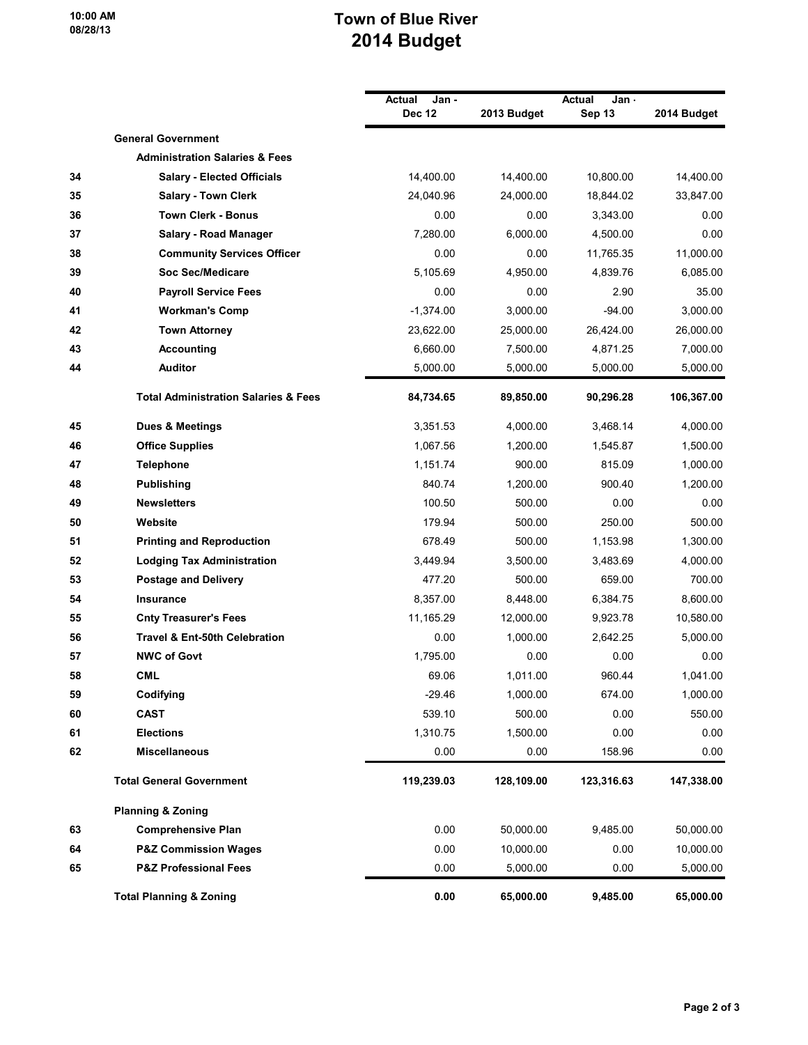# Town of Blue River
## 2014 Budget

10:00 AM
08/28/13

| | | Actual Jan - Dec 12 | 2013 Budget | Actual Jan - Sep 13 | 2014 Budget |
|---|---|---|---|---|---|
| | **General Government** | | | | |
| | **Administration Salaries & Fees** | | | | |
| 34 | **Salary - Elected Officials** | 14,400.00 | 14,400.00 | 10,800.00 | 14,400.00 |
| 35 | **Salary - Town Clerk** | 24,040.96 | 24,000.00 | 18,844.02 | 33,847.00 |
| 36 | **Town Clerk - Bonus** | 0.00 | 0.00 | 3,343.00 | 0.00 |
| 37 | **Salary - Road Manager** | 7,280.00 | 6,000.00 | 4,500.00 | 0.00 |
| 38 | **Community Services Officer** | 0.00 | 0.00 | 11,765.35 | 11,000.00 |
| 39 | **Soc Sec/Medicare** | 5,105.69 | 4,950.00 | 4,839.76 | 6,085.00 |
| 40 | **Payroll Service Fees** | 0.00 | 0.00 | 2.90 | 35.00 |
| 41 | **Workman's Comp** | -1,374.00 | 3,000.00 | -94.00 | 3,000.00 |
| 42 | **Town Attorney** | 23,622.00 | 25,000.00 | 26,424.00 | 26,000.00 |
| 43 | **Accounting** | 6,660.00 | 7,500.00 | 4,871.25 | 7,000.00 |
| 44 | **Auditor** | 5,000.00 | 5,000.00 | 5,000.00 | 5,000.00 |
| | **Total Administration Salaries & Fees** | **84,734.65** | **89,850.00** | **90,296.28** | **106,367.00** |
| 45 | **Dues & Meetings** | 3,351.53 | 4,000.00 | 3,468.14 | 4,000.00 |
| 46 | **Office Supplies** | 1,067.56 | 1,200.00 | 1,545.87 | 1,500.00 |
| 47 | **Telephone** | 1,151.74 | 900.00 | 815.09 | 1,000.00 |
| 48 | **Publishing** | 840.74 | 1,200.00 | 900.40 | 1,200.00 |
| 49 | **Newsletters** | 100.50 | 500.00 | 0.00 | 0.00 |
| 50 | **Website** | 179.94 | 500.00 | 250.00 | 500.00 |
| 51 | **Printing and Reproduction** | 678.49 | 500.00 | 1,153.98 | 1,300.00 |
| 52 | **Lodging Tax Administration** | 3,449.94 | 3,500.00 | 3,483.69 | 4,000.00 |
| 53 | **Postage and Delivery** | 477.20 | 500.00 | 659.00 | 700.00 |
| 54 | **Insurance** | 8,357.00 | 8,448.00 | 6,384.75 | 8,600.00 |
| 55 | **Cnty Treasurer's Fees** | 11,165.29 | 12,000.00 | 9,923.78 | 10,580.00 |
| 56 | **Travel & Ent-50th Celebration** | 0.00 | 1,000.00 | 2,642.25 | 5,000.00 |
| 57 | **NWC of Govt** | 1,795.00 | 0.00 | 0.00 | 0.00 |
| 58 | **CML** | 69.06 | 1,011.00 | 960.44 | 1,041.00 |
| 59 | **Codifying** | -29.46 | 1,000.00 | 674.00 | 1,000.00 |
| 60 | **CAST** | 539.10 | 500.00 | 0.00 | 550.00 |
| 61 | **Elections** | 1,310.75 | 1,500.00 | 0.00 | 0.00 |
| 62 | **Miscellaneous** | 0.00 | 0.00 | 158.96 | 0.00 |
| | **Total General Government** | **119,239.03** | **128,109.00** | **123,316.63** | **147,338.00** |
| | **Planning & Zoning** | | | | |
| 63 | **Comprehensive Plan** | 0.00 | 50,000.00 | 9,485.00 | 50,000.00 |
| 64 | **P&Z Commission Wages** | 0.00 | 10,000.00 | 0.00 | 10,000.00 |
| 65 | **P&Z Professional Fees** | 0.00 | 5,000.00 | 0.00 | 5,000.00 |
| | **Total Planning & Zoning** | **0.00** | **65,000.00** | **9,485.00** | **65,000.00** |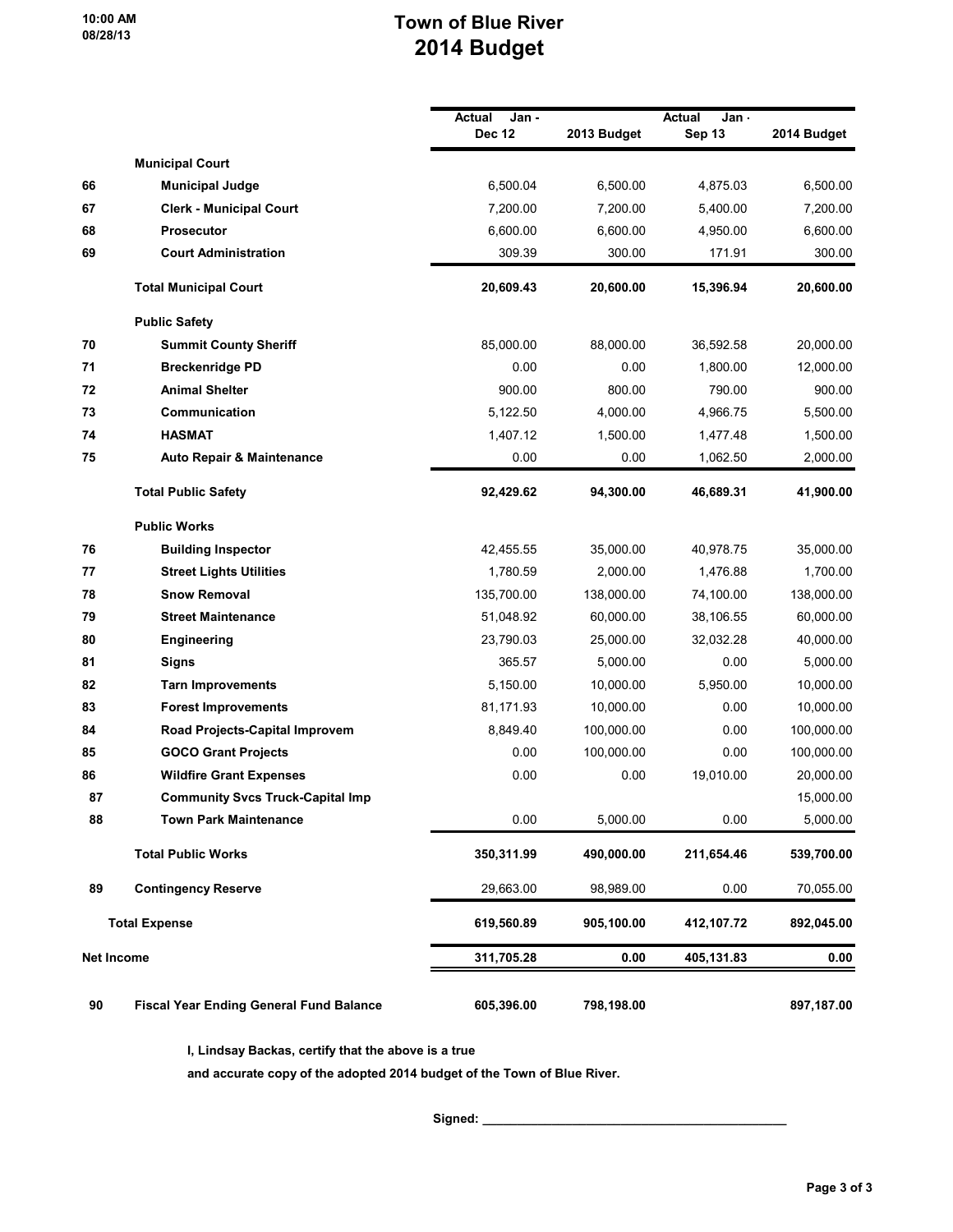# Town of Blue River
## 2014 Budget

| | | Actual Jan - Dec 12 | 2013 Budget | Actual Jan - Sep 13 | 2014 Budget |
|---|---|---|---|---|---|
| | **Municipal Court** | | | | |
| 66 | **Municipal Judge** | 6,500.04 | 6,500.00 | 4,875.03 | 6,500.00 |
| 67 | **Clerk - Municipal Court** | 7,200.00 | 7,200.00 | 5,400.00 | 7,200.00 |
| 68 | **Prosecutor** | 6,600.00 | 6,600.00 | 4,950.00 | 6,600.00 |
| 69 | **Court Administration** | 309.39 | 300.00 | 171.91 | 300.00 |
| | **Total Municipal Court** | **20,609.43** | **20,600.00** | **15,396.94** | **20,600.00** |
| | **Public Safety** | | | | |
| 70 | **Summit County Sheriff** | 85,000.00 | 88,000.00 | 36,592.58 | 20,000.00 |
| 71 | **Breckenridge PD** | 0.00 | 0.00 | 1,800.00 | 12,000.00 |
| 72 | **Animal Shelter** | 900.00 | 800.00 | 790.00 | 900.00 |
| 73 | **Communication** | 5,122.50 | 4,000.00 | 4,966.75 | 5,500.00 |
| 74 | **HASMAT** | 1,407.12 | 1,500.00 | 1,477.48 | 1,500.00 |
| 75 | **Auto Repair & Maintenance** | 0.00 | 0.00 | 1,062.50 | 2,000.00 |
| | **Total Public Safety** | **92,429.62** | **94,300.00** | **46,689.31** | **41,900.00** |
| | **Public Works** | | | | |
| 76 | **Building Inspector** | 42,455.55 | 35,000.00 | 40,978.75 | 35,000.00 |
| 77 | **Street Lights Utilities** | 1,780.59 | 2,000.00 | 1,476.88 | 1,700.00 |
| 78 | **Snow Removal** | 135,700.00 | 138,000.00 | 74,100.00 | 138,000.00 |
| 79 | **Street Maintenance** | 51,048.92 | 60,000.00 | 38,106.55 | 60,000.00 |
| 80 | **Engineering** | 23,790.03 | 25,000.00 | 32,032.28 | 40,000.00 |
| 81 | **Signs** | 365.57 | 5,000.00 | 0.00 | 5,000.00 |
| 82 | **Tarn Improvements** | 5,150.00 | 10,000.00 | 5,950.00 | 10,000.00 |
| 83 | **Forest Improvements** | 81,171.93 | 10,000.00 | 0.00 | 10,000.00 |
| 84 | **Road Projects-Capital Improvem** | 8,849.40 | 100,000.00 | 0.00 | 100,000.00 |
| 85 | **GOCO Grant Projects** | 0.00 | 100,000.00 | 0.00 | 100,000.00 |
| 86 | **Wildfire Grant Expenses** | 0.00 | 0.00 | 19,010.00 | 20,000.00 |
| 87 | **Community Svcs Truck-Capital Imp** | | | | 15,000.00 |
| 88 | **Town Park Maintenance** | 0.00 | 5,000.00 | 0.00 | 5,000.00 |
| | **Total Public Works** | **350,311.99** | **490,000.00** | **211,654.46** | **539,700.00** |
| 89 | **Contingency Reserve** | 29,663.00 | 98,989.00 | 0.00 | 70,055.00 |
| | **Total Expense** | **619,560.89** | **905,100.00** | **412,107.72** | **892,045.00** |
| | **Net Income** | **311,705.28** | **0.00** | **405,131.83** | **0.00** |
| 90 | **Fiscal Year Ending General Fund Balance** | **605,396.00** | **798,198.00** | | **897,187.00** |

**I, Lindsay Backas, certify that the above is a true and accurate copy of the adopted 2014 budget of the Town of Blue River.**

**Signed:** ____________________________________________